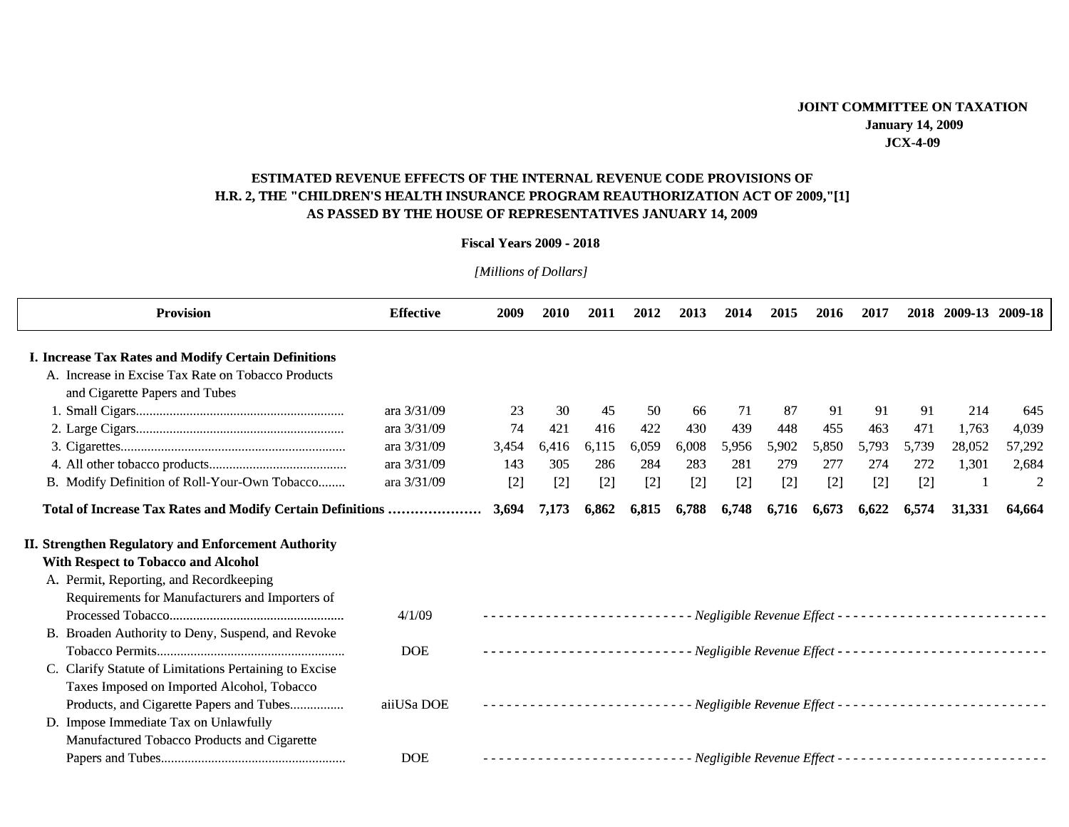**JOINT COMMITTEE ON TAXATION**
**January 14, 2009**
**JCX-4-09**

## ESTIMATED REVENUE EFFECTS OF THE INTERNAL REVENUE CODE PROVISIONS OF H.R. 2, THE "CHILDREN'S HEALTH INSURANCE PROGRAM REAUTHORIZATION ACT OF 2009,"[1] AS PASSED BY THE HOUSE OF REPRESENTATIVES JANUARY 14, 2009

**Fiscal Years 2009 - 2018**

*[Millions of Dollars]*

| Provision | Effective | 2009 | 2010 | 2011 | 2012 | 2013 | 2014 | 2015 | 2016 | 2017 | 2018 | 2009-13 | 2009-18 |
|---|---|---|---|---|---|---|---|---|---|---|---|---|---|
| **I. Increase Tax Rates and Modify Certain Definitions** | | | | | | | | | | | | | |
| A. Increase in Excise Tax Rate on Tobacco Products and Cigarette Papers and Tubes | | | | | | | | | | | | | |
| 1. Small Cigars | ara 3/31/09 | 23 | 30 | 45 | 50 | 66 | 71 | 87 | 91 | 91 | 91 | 214 | 645 |
| 2. Large Cigars | ara 3/31/09 | 74 | 421 | 416 | 422 | 430 | 439 | 448 | 455 | 463 | 471 | 1,763 | 4,039 |
| 3. Cigarettes | ara 3/31/09 | 3,454 | 6,416 | 6,115 | 6,059 | 6,008 | 5,956 | 5,902 | 5,850 | 5,793 | 5,739 | 28,052 | 57,292 |
| 4. All other tobacco products | ara 3/31/09 | 143 | 305 | 286 | 284 | 283 | 281 | 279 | 277 | 274 | 272 | 1,301 | 2,684 |
| B. Modify Definition of Roll-Your-Own Tobacco | ara 3/31/09 | [2] | [2] | [2] | [2] | [2] | [2] | [2] | [2] | [2] | [2] | 1 | 2 |
| **Total of Increase Tax Rates and Modify Certain Definitions** | | **3,694** | **7,173** | **6,862** | **6,815** | **6,788** | **6,748** | **6,716** | **6,673** | **6,622** | **6,574** | **31,331** | **64,664** |
| **II. Strengthen Regulatory and Enforcement Authority With Respect to Tobacco and Alcohol** | | | | | | | | | | | | | |
| A. Permit, Reporting, and Recordkeeping Requirements for Manufacturers and Importers of Processed Tobacco | 4/1/09 | *Negligible Revenue Effect* | | | | | | | | | | | |
| B. Broaden Authority to Deny, Suspend, and Revoke Tobacco Permits | DOE | *Negligible Revenue Effect* | | | | | | | | | | | |
| C. Clarify Statute of Limitations Pertaining to Excise Taxes Imposed on Imported Alcohol, Tobacco Products, and Cigarette Papers and Tubes | aiiUSa DOE | *Negligible Revenue Effect* | | | | | | | | | | | |
| D. Impose Immediate Tax on Unlawfully Manufactured Tobacco Products and Cigarette Papers and Tubes | DOE | *Negligible Revenue Effect* | | | | | | | | | | | |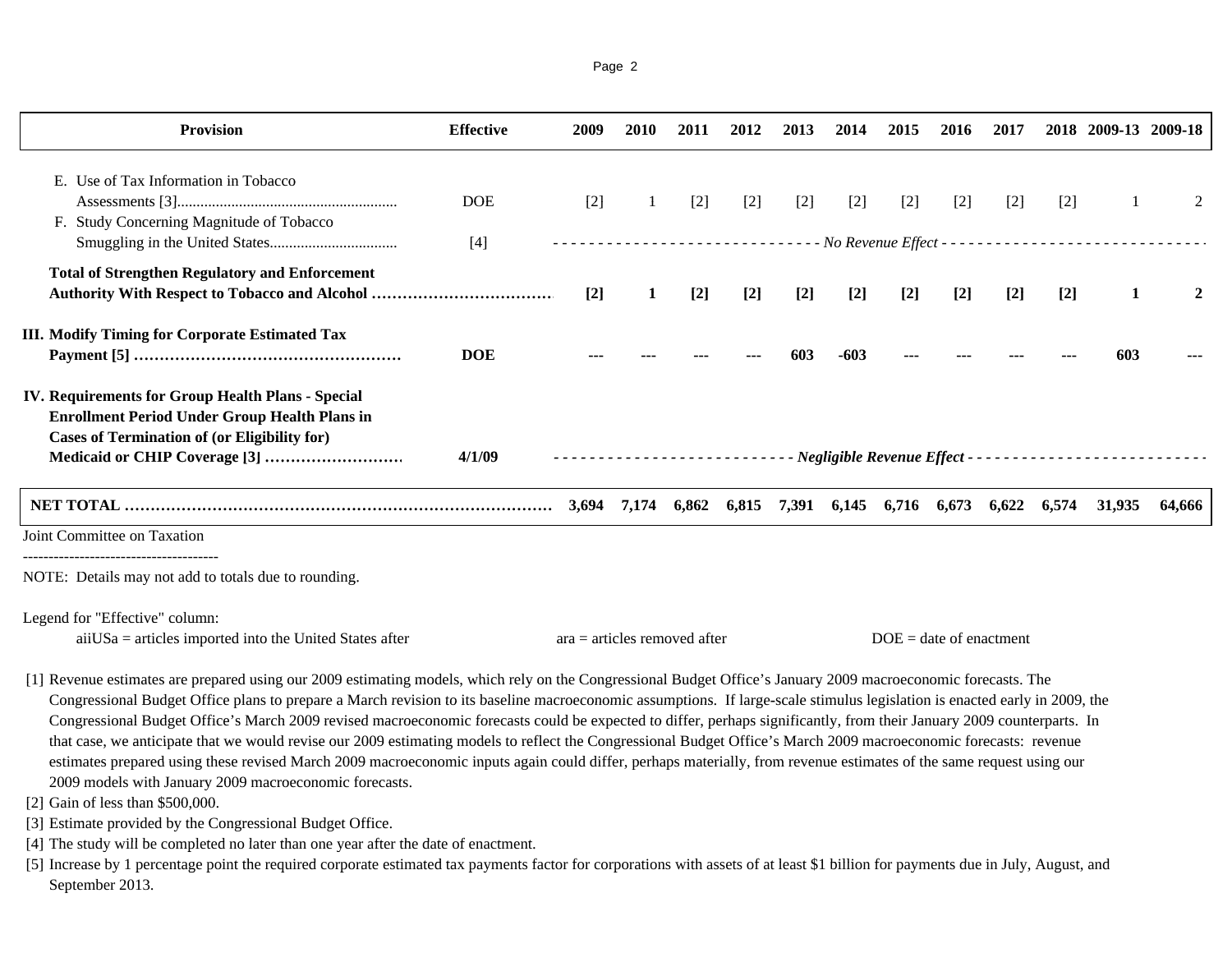| Provision | Effective | 2009 | 2010 | 2011 | 2012 | 2013 | 2014 | 2015 | 2016 | 2017 | 2018 | 2009-13 | 2009-18 |
|---|---|---|---|---|---|---|---|---|---|---|---|---|---|
| E. Use of Tax Information in Tobacco Assessments [3]......................................................... | DOE | [2] | 1 | [2] | [2] | [2] | [2] | [2] | [2] | [2] | [2] | 1 | 2 |
| F. Study Concerning Magnitude of Tobacco Smuggling in the United States................................. | [4] | *No Revenue Effect* | | | | | | | | | | | |
| **Total of Strengthen Regulatory and Enforcement Authority With Respect to Tobacco and Alcohol ……………………………** | | **[2]** | **1** | **[2]** | **[2]** | **[2]** | **[2]** | **[2]** | **[2]** | **[2]** | **[2]** | **1** | **2** |
| **III. Modify Timing for Corporate Estimated Tax Payment [5] ……………………………………………** | **DOE** | **---** | **---** | **---** | **---** | **603** | **-603** | **---** | **---** | **---** | **---** | **603** | **---** |
| **IV. Requirements for Group Health Plans - Special Enrollment Period Under Group Health Plans in Cases of Termination of (or Eligibility for) Medicaid or CHIP Coverage [3] ………………………** | **4/1/09** | ***Negligible Revenue Effect*** | | | | | | | | | | | |
| **NET TOTAL ……………………………………………………………………………** | | **3,694** | **7,174** | **6,862** | **6,815** | **7,391** | **6,145** | **6,716** | **6,673** | **6,622** | **6,574** | **31,935** | **64,666** |

Joint Committee on Taxation

---------------------------------------

NOTE: Details may not add to totals due to rounding.

Legend for "Effective" column:

aiiUSa = articles imported into the United States after    ara = articles removed after    DOE = date of enactment

[1] Revenue estimates are prepared using our 2009 estimating models, which rely on the Congressional Budget Office's January 2009 macroeconomic forecasts. The Congressional Budget Office plans to prepare a March revision to its baseline macroeconomic assumptions. If large-scale stimulus legislation is enacted early in 2009, the Congressional Budget Office's March 2009 revised macroeconomic forecasts could be expected to differ, perhaps significantly, from their January 2009 counterparts. In that case, we anticipate that we would revise our 2009 estimating models to reflect the Congressional Budget Office's March 2009 macroeconomic forecasts: revenue estimates prepared using these revised March 2009 macroeconomic inputs again could differ, perhaps materially, from revenue estimates of the same request using our 2009 models with January 2009 macroeconomic forecasts.

[2] Gain of less than $500,000.

[3] Estimate provided by the Congressional Budget Office.

[4] The study will be completed no later than one year after the date of enactment.

[5] Increase by 1 percentage point the required corporate estimated tax payments factor for corporations with assets of at least $1 billion for payments due in July, August, and September 2013.